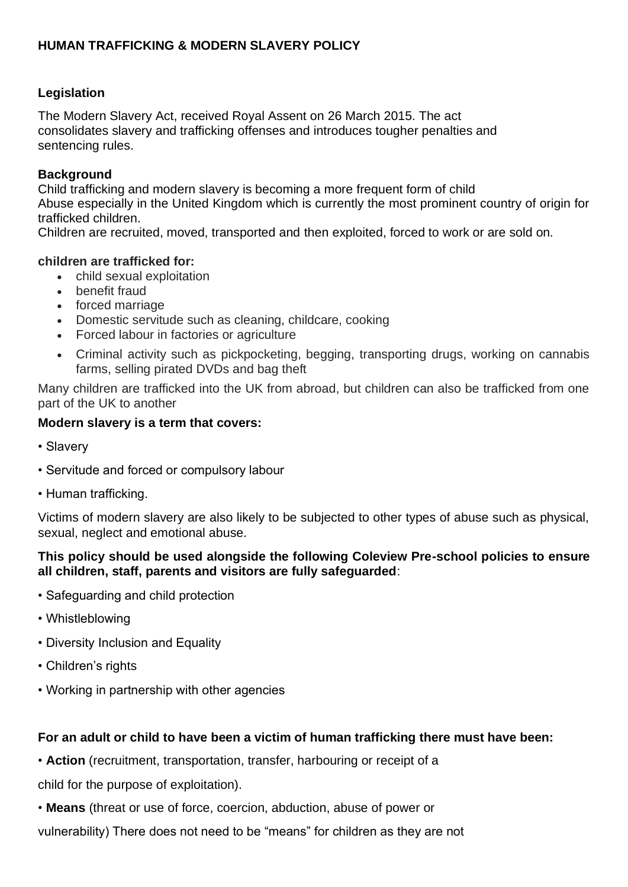# HUMAN TRAFFICKING & MODERN SLAVERY POLICY

## Legislation

The Modern Slavery Act, received Royal Assent on 26 March 2015. The act consolidates slavery and trafficking offenses and introduces tougher penalties and sentencing rules.

## Background

Child trafficking and modern slavery is becoming a more frequent form of child Abuse especially in the United Kingdom which is currently the most prominent country of origin for trafficked children.

Children are recruited, moved, transported and then exploited, forced to work or are sold on.

**children are trafficked for:**

- child sexual exploitation
- benefit fraud
- forced marriage
- Domestic servitude such as cleaning, childcare, cooking
- Forced labour in factories or agriculture
- Criminal activity such as pickpocketing, begging, transporting drugs, working on cannabis farms, selling pirated DVDs and bag theft

Many children are trafficked into the UK from abroad, but children can also be trafficked from one part of the UK to another

**Modern slavery is a term that covers:**

- Slavery
- Servitude and forced or compulsory labour
- Human trafficking.

Victims of modern slavery are also likely to be subjected to other types of abuse such as physical, sexual, neglect and emotional abuse.

**This policy should be used alongside the following Coleview Pre-school policies to ensure all children, staff, parents and visitors are fully safeguarded**:

- Safeguarding and child protection
- Whistleblowing
- Diversity Inclusion and Equality
- Children's rights
- Working in partnership with other agencies

**For an adult or child to have been a victim of human trafficking there must have been:**

- **Action** (recruitment, transportation, transfer, harbouring or receipt of a child for the purpose of exploitation).
- **Means** (threat or use of force, coercion, abduction, abuse of power or vulnerability) There does not need to be "means" for children as they are not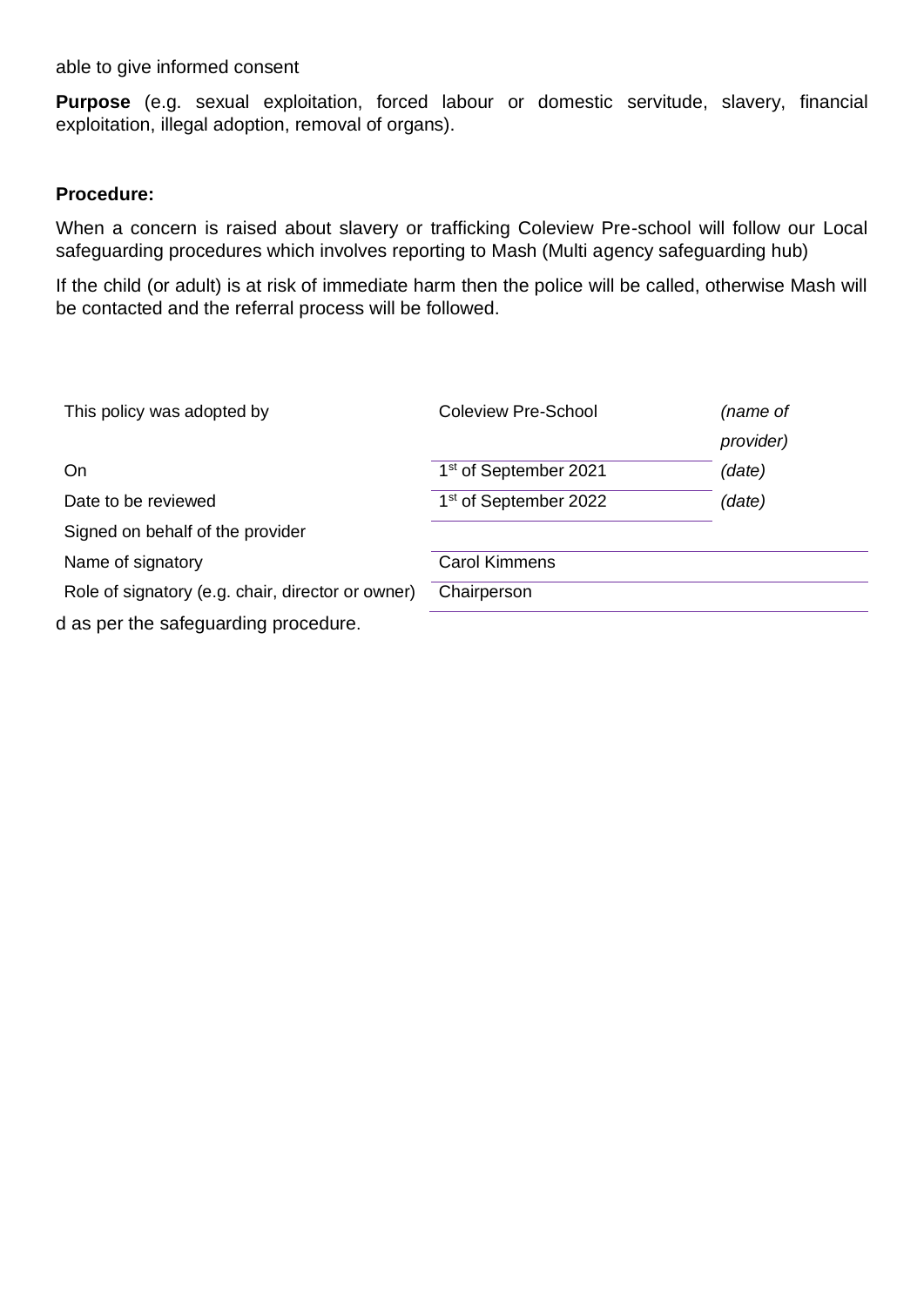able to give informed consent

**Purpose** (e.g. sexual exploitation, forced labour or domestic servitude, slavery, financial exploitation, illegal adoption, removal of organs).

**Procedure:**

When a concern is raised about slavery or trafficking Coleview Pre-school will follow our Local safeguarding procedures which involves reporting to Mash (Multi agency safeguarding hub)

If the child (or adult) is at risk of immediate harm then the police will be called, otherwise Mash will be contacted and the referral process will be followed.

| | | |
|---|---|---|
| This policy was adopted by | Coleview Pre-School | *(name of provider)* |
| On | 1st of September 2021 | *(date)* |
| Date to be reviewed | 1st of September 2022 | *(date)* |
| Signed on behalf of the provider | | |
| Name of signatory | Carol Kimmens | |
| Role of signatory (e.g. chair, director or owner) | Chairperson | |

d as per the safeguarding procedure.